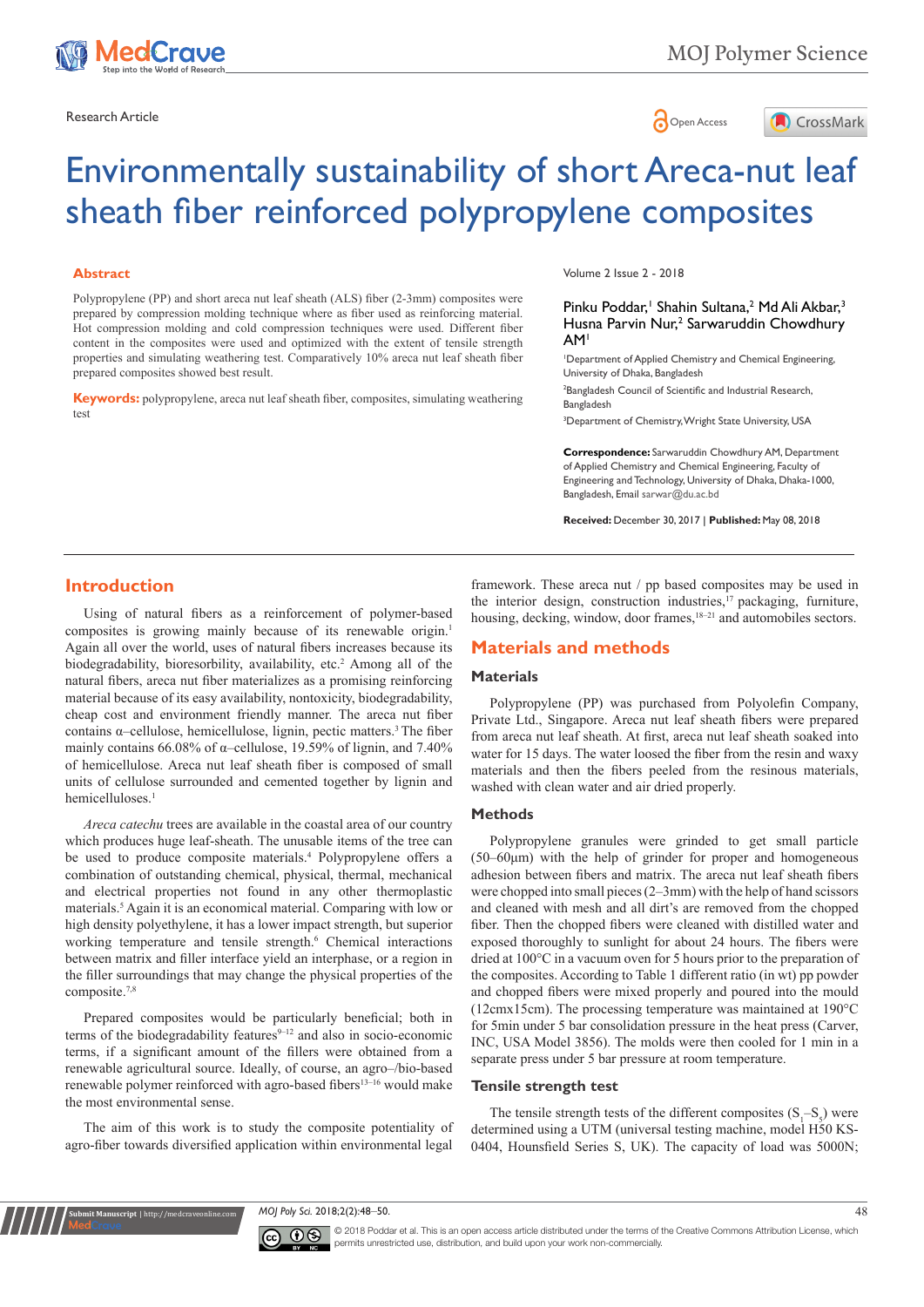Research Article

# Environmentally sustainability of short Areca-nut leaf sheath fiber reinforced polypropylene composites

## Abstract

Polypropylene (PP) and short areca nut leaf sheath (ALS) fiber (2-3mm) composites were prepared by compression molding technique where as fiber used as reinforcing material. Hot compression molding and cold compression techniques were used. Different fiber content in the composites were used and optimized with the extent of tensile strength properties and simulating weathering test. Comparatively 10% areca nut leaf sheath fiber prepared composites showed best result.

**Keywords:** polypropylene, areca nut leaf sheath fiber, composites, simulating weathering test

Volume 2 Issue 2 - 2018

Pinku Poddar,[1] Shahin Sultana,[2] Md Ali Akbar,[3] Husna Parvin Nur,[2] Sarwaruddin Chowdhury AM[1]

[1]Department of Applied Chemistry and Chemical Engineering, University of Dhaka, Bangladesh

[2]Bangladesh Council of Scientific and Industrial Research, Bangladesh

[3]Department of Chemistry, Wright State University, USA

**Correspondence:** Sarwaruddin Chowdhury AM, Department of Applied Chemistry and Chemical Engineering, Faculty of Engineering and Technology, University of Dhaka, Dhaka-1000, Bangladesh, Email sarwar@du.ac.bd

**Received:** December 30, 2017 | **Published:** May 08, 2018

## Introduction

Using of natural fibers as a reinforcement of polymer-based composites is growing mainly because of its renewable origin.[1] Again all over the world, uses of natural fibers increases because its biodegradability, bioresorbility, availability, etc.[2] Among all of the natural fibers, areca nut fiber materializes as a promising reinforcing material because of its easy availability, nontoxicity, biodegradability, cheap cost and environment friendly manner. The areca nut fiber contains α–cellulose, hemicellulose, lignin, pectic matters.[3] The fiber mainly contains 66.08% of α–cellulose, 19.59% of lignin, and 7.40% of hemicellulose. Areca nut leaf sheath fiber is composed of small units of cellulose surrounded and cemented together by lignin and hemicelluloses.[1]

*Areca catechu* trees are available in the coastal area of our country which produces huge leaf-sheath. The unusable items of the tree can be used to produce composite materials.[4] Polypropylene offers a combination of outstanding chemical, physical, thermal, mechanical and electrical properties not found in any other thermoplastic materials.[5] Again it is an economical material. Comparing with low or high density polyethylene, it has a lower impact strength, but superior working temperature and tensile strength.[6] Chemical interactions between matrix and filler interface yield an interphase, or a region in the filler surroundings that may change the physical properties of the composite.[7,8]

Prepared composites would be particularly beneficial; both in terms of the biodegradability features[9–12] and also in socio-economic terms, if a significant amount of the fillers were obtained from a renewable agricultural source. Ideally, of course, an agro–/bio-based renewable polymer reinforced with agro-based fibers[13–16] would make the most environmental sense.

The aim of this work is to study the composite potentiality of agro-fiber towards diversified application within environmental legal framework. These areca nut / pp based composites may be used in the interior design, construction industries,[17] packaging, furniture, housing, decking, window, door frames,[18–21] and automobiles sectors.

## Materials and methods

### Materials

Polypropylene (PP) was purchased from Polyolefin Company, Private Ltd., Singapore. Areca nut leaf sheath fibers were prepared from areca nut leaf sheath. At first, areca nut leaf sheath soaked into water for 15 days. The water loosed the fiber from the resin and waxy materials and then the fibers peeled from the resinous materials, washed with clean water and air dried properly.

### Methods

Polypropylene granules were grinded to get small particle (50–60µm) with the help of grinder for proper and homogeneous adhesion between fibers and matrix. The areca nut leaf sheath fibers were chopped into small pieces (2–3mm) with the help of hand scissors and cleaned with mesh and all dirt's are removed from the chopped fiber. Then the chopped fibers were cleaned with distilled water and exposed thoroughly to sunlight for about 24 hours. The fibers were dried at 100°C in a vacuum oven for 5 hours prior to the preparation of the composites. According to Table 1 different ratio (in wt) pp powder and chopped fibers were mixed properly and poured into the mould (12cmx15cm). The processing temperature was maintained at 190°C for 5min under 5 bar consolidation pressure in the heat press (Carver, INC, USA Model 3856). The molds were then cooled for 1 min in a separate press under 5 bar pressure at room temperature.

### Tensile strength test

The tensile strength tests of the different composites ($S_1$–$S_5$) were determined using a UTM (universal testing machine, model H50 KS-0404, Hounsfield Series S, UK). The capacity of load was 5000N;

© 2018 Poddar et al. This is an open access article distributed under the terms of the Creative Commons Attribution License, which permits unrestricted use, distribution, and build upon your work non-commercially.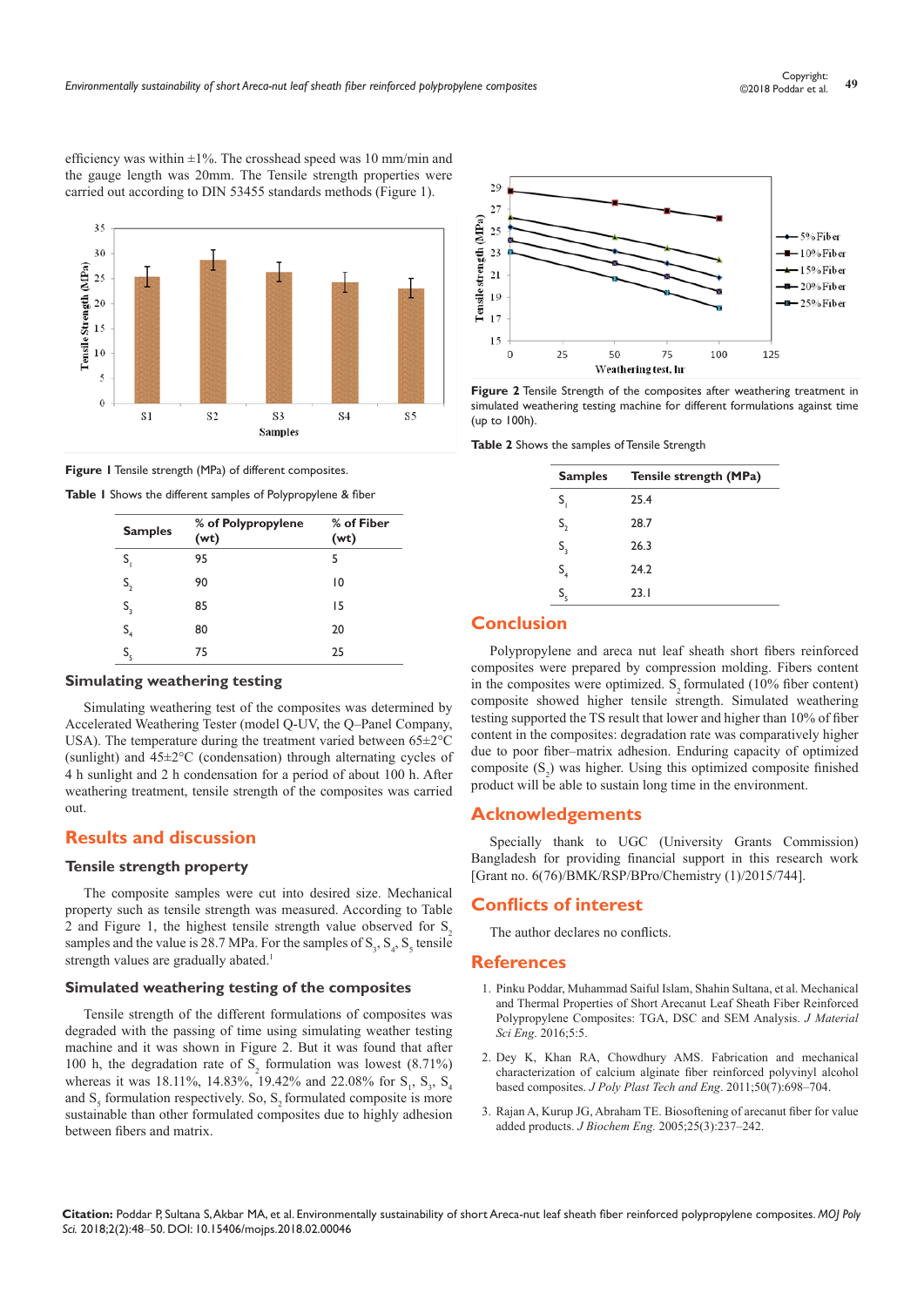efficiency was within ±1%. The crosshead speed was 10 mm/min and the gauge length was 20mm. The Tensile strength properties were carried out according to DIN 53455 standards methods (Figure 1).

**Figure 1** Tensile strength (MPa) of different composites.

**Table 1** Shows the different samples of Polypropylene & fiber

| Samples | % of Polypropylene (wt) | % of Fiber (wt) |
|---|---|---|
| $S_1$ | 95 | 5 |
| $S_2$ | 90 | 10 |
| $S_3$ | 85 | 15 |
| $S_4$ | 80 | 20 |
| $S_5$ | 75 | 25 |

### Simulating weathering testing

Simulating weathering test of the composites was determined by Accelerated Weathering Tester (model Q-UV, the Q–Panel Company, USA). The temperature during the treatment varied between 65±2°C (sunlight) and 45±2°C (condensation) through alternating cycles of 4 h sunlight and 2 h condensation for a period of about 100 h. After weathering treatment, tensile strength of the composites was carried out.

## Results and discussion

### Tensile strength property

The composite samples were cut into desired size. Mechanical property such as tensile strength was measured. According to Table 2 and Figure 1, the highest tensile strength value observed for $S_2$ samples and the value is 28.7 MPa. For the samples of $S_3$, $S_4$, $S_5$ tensile strength values are gradually abated.[1]

### Simulated weathering testing of the composites

Tensile strength of the different formulations of composites was degraded with the passing of time using simulating weather testing machine and it was shown in Figure 2. But it was found that after 100 h, the degradation rate of $S_2$ formulation was lowest (8.71%) whereas it was 18.11%, 14.83%, 19.42% and 22.08% for $S_1$, $S_3$, $S_4$ and $S_5$ formulation respectively. So, $S_2$ formulated composite is more sustainable than other formulated composites due to highly adhesion between fibers and matrix.

**Figure 2** Tensile Strength of the composites after weathering treatment in simulated weathering testing machine for different formulations against time (up to 100h).

**Table 2** Shows the samples of Tensile Strength

| Samples | Tensile strength (MPa) |
|---|---|
| $S_1$ | 25.4 |
| $S_2$ | 28.7 |
| $S_3$ | 26.3 |
| $S_4$ | 24.2 |
| $S_5$ | 23.1 |

## Conclusion

Polypropylene and areca nut leaf sheath short fibers reinforced composites were prepared by compression molding. Fibers content in the composites were optimized. $S_2$ formulated (10% fiber content) composite showed higher tensile strength. Simulated weathering testing supported the TS result that lower and higher than 10% of fiber content in the composites: degradation rate was comparatively higher due to poor fiber–matrix adhesion. Enduring capacity of optimized composite ($S_2$) was higher. Using this optimized composite finished product will be able to sustain long time in the environment.

## Acknowledgements

Specially thank to UGC (University Grants Commission) Bangladesh for providing financial support in this research work [Grant no. 6(76)/BMK/RSP/BPro/Chemistry (1)/2015/744].

## Conflicts of interest

The author declares no conflicts.

## References

1. Pinku Poddar, Muhammad Saiful Islam, Shahin Sultana, et al. Mechanical and Thermal Properties of Short Arecanut Leaf Sheath Fiber Reinforced Polypropylene Composites: TGA, DSC and SEM Analysis. *J Material Sci Eng*. 2016;5:5.
2. Dey K, Khan RA, Chowdhury AMS. Fabrication and mechanical characterization of calcium alginate fiber reinforced polyvinyl alcohol based composites. *J Poly Plast Tech and Eng*. 2011;50(7):698–704.
3. Rajan A, Kurup JG, Abraham TE. Biosoftening of arecanut fiber for value added products. *J Biochem Eng*. 2005;25(3):237–242.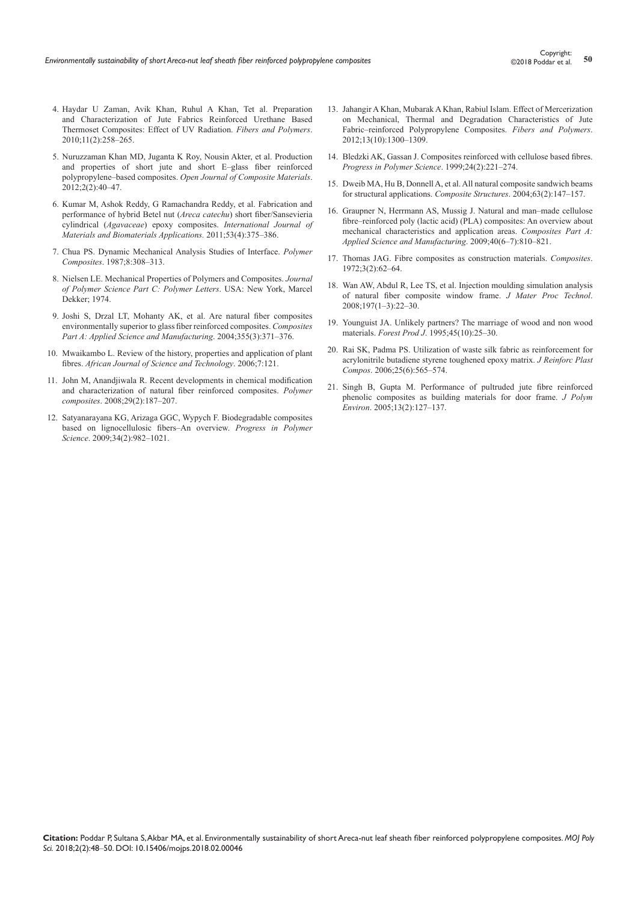4. Haydar U Zaman, Avik Khan, Ruhul A Khan, Tet al. Preparation and Characterization of Jute Fabrics Reinforced Urethane Based Thermoset Composites: Effect of UV Radiation. *Fibers and Polymers*. 2010;11(2):258–265.
5. Nuruzzaman Khan MD, Juganta K Roy, Nousin Akter, et al. Production and properties of short jute and short E–glass fiber reinforced polypropylene–based composites. *Open Journal of Composite Materials*. 2012;2(2):40–47.
6. Kumar M, Ashok Reddy, G Ramachandra Reddy, et al. Fabrication and performance of hybrid Betel nut (*Areca catechu*) short fiber/Sansevieria cylindrical (*Agavaceae*) epoxy composites. *International Journal of Materials and Biomaterials Applications*. 2011;53(4):375–386.
7. Chua PS. Dynamic Mechanical Analysis Studies of Interface. *Polymer Composites*. 1987;8:308–313.
8. Nielsen LE. Mechanical Properties of Polymers and Composites. *Journal of Polymer Science Part C: Polymer Letters*. USA: New York, Marcel Dekker; 1974.
9. Joshi S, Drzal LT, Mohanty AK, et al. Are natural fiber composites environmentally superior to glass fiber reinforced composites. *Composites Part A: Applied Science and Manufacturing*. 2004;355(3):371–376.
10. Mwaikambo L. Review of the history, properties and application of plant fibres. *African Journal of Science and Technology*. 2006;7:121.
11. John M, Anandjiwala R. Recent developments in chemical modification and characterization of natural fiber reinforced composites. *Polymer composites*. 2008;29(2):187–207.
12. Satyanarayana KG, Arizaga GGC, Wypych F. Biodegradable composites based on lignocellulosic fibers–An overview. *Progress in Polymer Science*. 2009;34(2):982–1021.
13. Jahangir A Khan, Mubarak A Khan, Rabiul Islam. Effect of Mercerization on Mechanical, Thermal and Degradation Characteristics of Jute Fabric–reinforced Polypropylene Composites. *Fibers and Polymers*. 2012;13(10):1300–1309.
14. Bledzki AK, Gassan J. Composites reinforced with cellulose based fibres. *Progress in Polymer Science*. 1999;24(2):221–274.
15. Dweib MA, Hu B, Donnell A, et al. All natural composite sandwich beams for structural applications. *Composite Structures*. 2004;63(2):147–157.
16. Graupner N, Herrmann AS, Mussig J. Natural and man–made cellulose fibre–reinforced poly (lactic acid) (PLA) composites: An overview about mechanical characteristics and application areas. *Composites Part A: Applied Science and Manufacturing*. 2009;40(6–7):810–821.
17. Thomas JAG. Fibre composites as construction materials. *Composites*. 1972;3(2):62–64.
18. Wan AW, Abdul R, Lee TS, et al. Injection moulding simulation analysis of natural fiber composite window frame. *J Mater Proc Technol*. 2008;197(1–3):22–30.
19. Younguist JA. Unlikely partners? The marriage of wood and non wood materials. *Forest Prod J*. 1995;45(10):25–30.
20. Rai SK, Padma PS. Utilization of waste silk fabric as reinforcement for acrylonitrile butadiene styrene toughened epoxy matrix. *J Reinforc Plast Compos*. 2006;25(6):565–574.
21. Singh B, Gupta M. Performance of pultruded jute fibre reinforced phenolic composites as building materials for door frame. *J Polym Environ*. 2005;13(2):127–137.